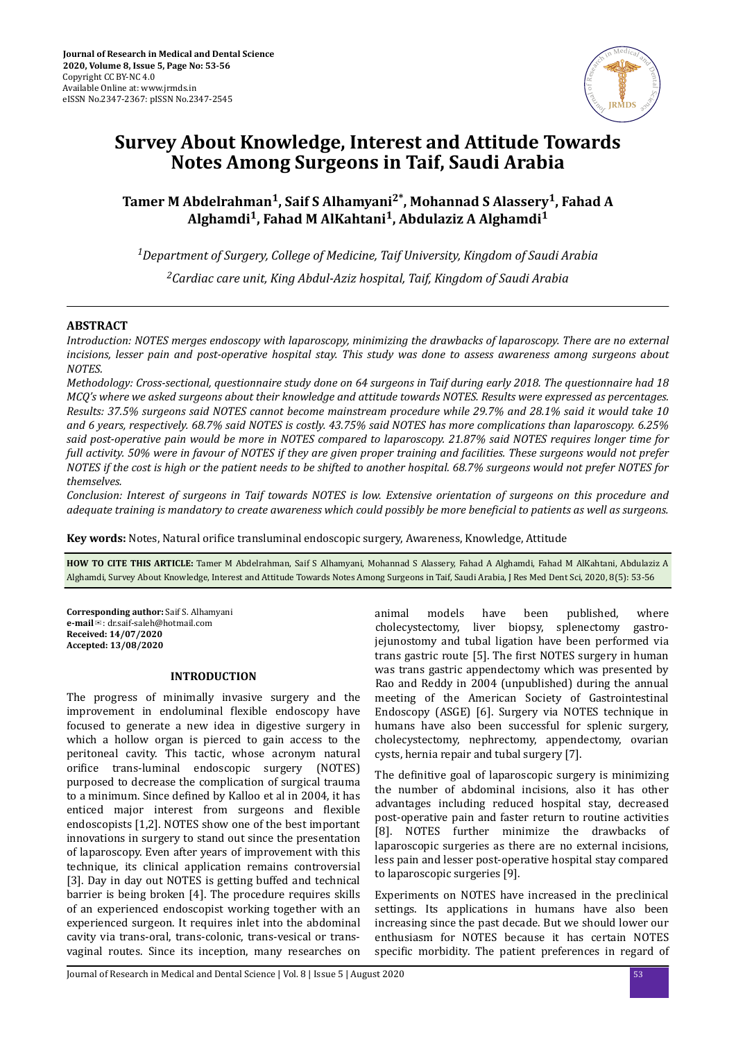**Journal of Research in Medical and Dental Science**
**2020, Volume 8, Issue 5, Page No: 53-56**
Copyright CC BY-NC 4.0
Available Online at: www.jrmds.in
eISSN No.2347-2367: pISSN No.2347-2545

# Survey About Knowledge, Interest and Attitude Towards Notes Among Surgeons in Taif, Saudi Arabia

**Tamer M Abdelrahman[1], Saif S Alhamyani[2*], Mohannad S Alassery[1], Fahad A Alghamdi[1], Fahad M AlKahtani[1], Abdulaziz A Alghamdi[1]**

*[1]Department of Surgery, College of Medicine, Taif University, Kingdom of Saudi Arabia*

*[2]Cardiac care unit, King Abdul-Aziz hospital, Taif, Kingdom of Saudi Arabia*

## ABSTRACT

*Introduction: NOTES merges endoscopy with laparoscopy, minimizing the drawbacks of laparoscopy. There are no external incisions, lesser pain and post-operative hospital stay. This study was done to assess awareness among surgeons about NOTES.*

*Methodology: Cross-sectional, questionnaire study done on 64 surgeons in Taif during early 2018. The questionnaire had 18 MCQ's where we asked surgeons about their knowledge and attitude towards NOTES. Results were expressed as percentages.*

*Results: 37.5% surgeons said NOTES cannot become mainstream procedure while 29.7% and 28.1% said it would take 10 and 6 years, respectively. 68.7% said NOTES is costly. 43.75% said NOTES has more complications than laparoscopy. 6.25% said post-operative pain would be more in NOTES compared to laparoscopy. 21.87% said NOTES requires longer time for full activity. 50% were in favour of NOTES if they are given proper training and facilities. These surgeons would not prefer NOTES if the cost is high or the patient needs to be shifted to another hospital. 68.7% surgeons would not prefer NOTES for themselves.*

*Conclusion: Interest of surgeons in Taif towards NOTES is low. Extensive orientation of surgeons on this procedure and adequate training is mandatory to create awareness which could possibly be more beneficial to patients as well as surgeons.*

**Key words:** Notes, Natural orifice transluminal endoscopic surgery, Awareness, Knowledge, Attitude

**HOW TO CITE THIS ARTICLE:** Tamer M Abdelrahman, Saif S Alhamyani, Mohannad S Alassery, Fahad A Alghamdi, Fahad M AlKahtani, Abdulaziz A Alghamdi, Survey About Knowledge, Interest and Attitude Towards Notes Among Surgeons in Taif, Saudi Arabia, J Res Med Dent Sci, 2020, 8(5): 53-56

**Corresponding author:** Saif S. Alhamyani
**e-mail**✉: dr.saif-saleh@hotmail.com
**Received: 14/07/2020**
**Accepted: 13/08/2020**

## INTRODUCTION

The progress of minimally invasive surgery and the improvement in endoluminal flexible endoscopy have focused to generate a new idea in digestive surgery in which a hollow organ is pierced to gain access to the peritoneal cavity. This tactic, whose acronym natural orifice trans-luminal endoscopic surgery (NOTES) purposed to decrease the complication of surgical trauma to a minimum. Since defined by Kalloo et al in 2004, it has enticed major interest from surgeons and flexible endoscopists [1,2]. NOTES show one of the best important innovations in surgery to stand out since the presentation of laparoscopy. Even after years of improvement with this technique, its clinical application remains controversial [3]. Day in day out NOTES is getting buffed and technical barrier is being broken [4]. The procedure requires skills of an experienced endoscopist working together with an experienced surgeon. It requires inlet into the abdominal cavity via trans-oral, trans-colonic, trans-vesical or trans-vaginal routes. Since its inception, many researches on animal models have been published, where cholecystectomy, liver biopsy, splenectomy gastro-jejunostomy and tubal ligation have been performed via trans gastric route [5]. The first NOTES surgery in human was trans gastric appendectomy which was presented by Rao and Reddy in 2004 (unpublished) during the annual meeting of the American Society of Gastrointestinal Endoscopy (ASGE) [6]. Surgery via NOTES technique in humans have also been successful for splenic surgery, cholecystectomy, nephrectomy, appendectomy, ovarian cysts, hernia repair and tubal surgery [7].

The definitive goal of laparoscopic surgery is minimizing the number of abdominal incisions, also it has other advantages including reduced hospital stay, decreased post-operative pain and faster return to routine activities [8]. NOTES further minimize the drawbacks of laparoscopic surgeries as there are no external incisions, less pain and lesser post-operative hospital stay compared to laparoscopic surgeries [9].

Experiments on NOTES have increased in the preclinical settings. Its applications in humans have also been increasing since the past decade. But we should lower our enthusiasm for NOTES because it has certain NOTES specific morbidity. The patient preferences in regard of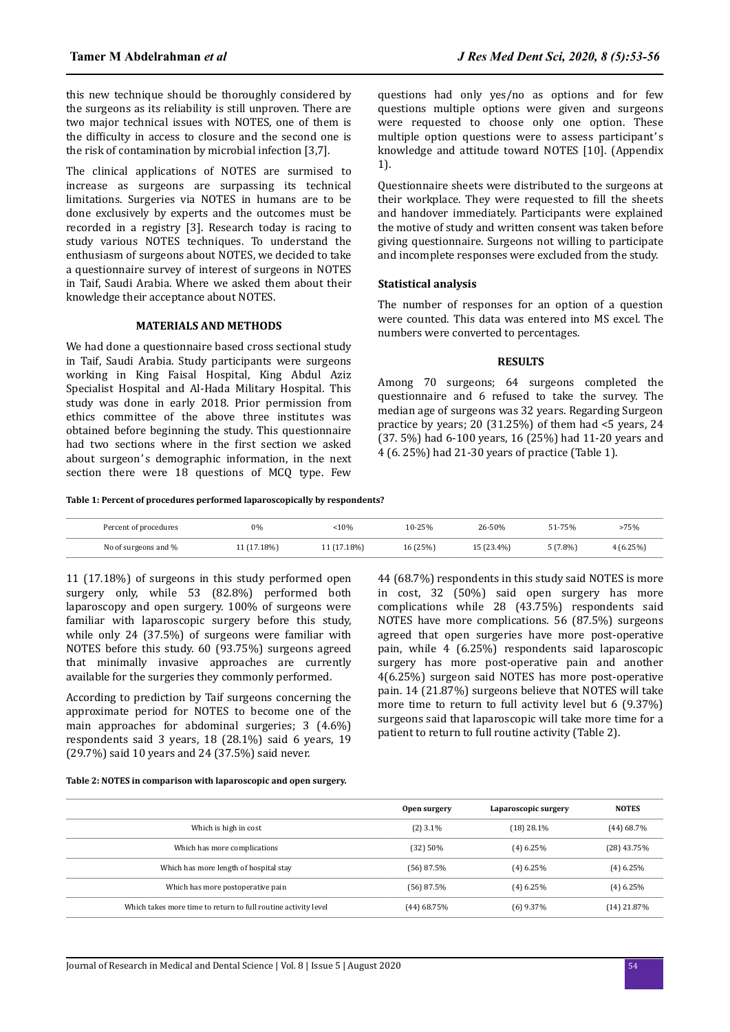this new technique should be thoroughly considered by the surgeons as its reliability is still unproven. There are two major technical issues with NOTES, one of them is the difficulty in access to closure and the second one is the risk of contamination by microbial infection [3,7].

The clinical applications of NOTES are surmised to increase as surgeons are surpassing its technical limitations. Surgeries via NOTES in humans are to be done exclusively by experts and the outcomes must be recorded in a registry [3]. Research today is racing to study various NOTES techniques. To understand the enthusiasm of surgeons about NOTES, we decided to take a questionnaire survey of interest of surgeons in NOTES in Taif, Saudi Arabia. Where we asked them about their knowledge their acceptance about NOTES.

## MATERIALS AND METHODS

We had done a questionnaire based cross sectional study in Taif, Saudi Arabia. Study participants were surgeons working in King Faisal Hospital, King Abdul Aziz Specialist Hospital and Al-Hada Military Hospital. This study was done in early 2018. Prior permission from ethics committee of the above three institutes was obtained before beginning the study. This questionnaire had two sections where in the first section we asked about surgeon's demographic information, in the next section there were 18 questions of MCQ type. Few questions had only yes/no as options and for few questions multiple options were given and surgeons were requested to choose only one option. These multiple option questions were to assess participant's knowledge and attitude toward NOTES [10]. (Appendix 1).

Questionnaire sheets were distributed to the surgeons at their workplace. They were requested to fill the sheets and handover immediately. Participants were explained the motive of study and written consent was taken before giving questionnaire. Surgeons not willing to participate and incomplete responses were excluded from the study.

### Statistical analysis

The number of responses for an option of a question were counted. This data was entered into MS excel. The numbers were converted to percentages.

## RESULTS

Among 70 surgeons; 64 surgeons completed the questionnaire and 6 refused to take the survey. The median age of surgeons was 32 years. Regarding Surgeon practice by years; 20 (31.25%) of them had <5 years, 24 (37. 5%) had 6-100 years, 16 (25%) had 11-20 years and 4 (6. 25%) had 21-30 years of practice (Table 1).

**Table 1: Percent of procedures performed laparoscopically by respondents?**

| Percent of procedures | 0% | <10% | 10-25% | 26-50% | 51-75% | >75% |
|---|---|---|---|---|---|---|
| No of surgeons and % | 11 (17.18%) | 11 (17.18%) | 16 (25%) | 15 (23.4%) | 5 (7.8%) | 4 (6.25%) |

11 (17.18%) of surgeons in this study performed open surgery only, while 53 (82.8%) performed both laparoscopy and open surgery. 100% of surgeons were familiar with laparoscopic surgery before this study, while only 24 (37.5%) of surgeons were familiar with NOTES before this study. 60 (93.75%) surgeons agreed that minimally invasive approaches are currently available for the surgeries they commonly performed.

According to prediction by Taif surgeons concerning the approximate period for NOTES to become one of the main approaches for abdominal surgeries; 3 (4.6%) respondents said 3 years, 18 (28.1%) said 6 years, 19 (29.7%) said 10 years and 24 (37.5%) said never.

44 (68.7%) respondents in this study said NOTES is more in cost, 32 (50%) said open surgery has more complications while 28 (43.75%) respondents said NOTES have more complications. 56 (87.5%) surgeons agreed that open surgeries have more post-operative pain, while 4 (6.25%) respondents said laparoscopic surgery has more post-operative pain and another 4(6.25%) surgeon said NOTES has more post-operative pain. 14 (21.87%) surgeons believe that NOTES will take more time to return to full activity level but 6 (9.37%) surgeons said that laparoscopic will take more time for a patient to return to full routine activity (Table 2).

**Table 2: NOTES in comparison with laparoscopic and open surgery.**

| | Open surgery | Laparoscopic surgery | NOTES |
|---|---|---|---|
| Which is high in cost | (2) 3.1% | (18) 28.1% | (44) 68.7% |
| Which has more complications | (32) 50% | (4) 6.25% | (28) 43.75% |
| Which has more length of hospital stay | (56) 87.5% | (4) 6.25% | (4) 6.25% |
| Which has more postoperative pain | (56) 87.5% | (4) 6.25% | (4) 6.25% |
| Which takes more time to return to full routine activity level | (44) 68.75% | (6) 9.37% | (14) 21.87% |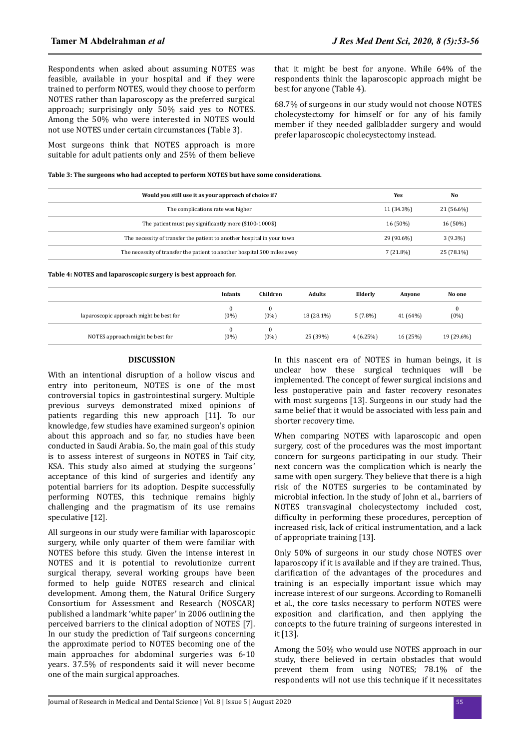Respondents when asked about assuming NOTES was feasible, available in your hospital and if they were trained to perform NOTES, would they choose to perform NOTES rather than laparoscopy as the preferred surgical approach; surprisingly only 50% said yes to NOTES. Among the 50% who were interested in NOTES would not use NOTES under certain circumstances (Table 3).

Most surgeons think that NOTES approach is more suitable for adult patients only and 25% of them believe that it might be best for anyone. While 64% of the respondents think the laparoscopic approach might be best for anyone (Table 4).

68.7% of surgeons in our study would not choose NOTES cholecystectomy for himself or for any of his family member if they needed gallbladder surgery and would prefer laparoscopic cholecystectomy instead.

**Table 3: The surgeons who had accepted to perform NOTES but have some considerations.**

| Would you still use it as your approach of choice if? | Yes | No |
|---|---|---|
| The complications rate was higher | 11 (34.3%) | 21 (56.6%) |
| The patient must pay significantly more ($100-1000$) | 16 (50%) | 16 (50%) |
| The necessity of transfer the patient to another hospital in your town | 29 (90.6%) | 3 (9.3%) |
| The necessity of transfer the patient to another hospital 500 miles away | 7 (21.8%) | 25 (78.1%) |

**Table 4: NOTES and laparoscopic surgery is best approach for.**

| | Infants | Children | Adults | Elderly | Anyone | No one |
|---|---|---|---|---|---|---|
| laparoscopic approach might be best for | 0 (0%) | 0 (0%) | 18 (28.1%) | 5 (7.8%) | 41 (64%) | 0 (0%) |
| NOTES approach might be best for | 0 (0%) | 0 (0%) | 25 (39%) | 4 (6.25%) | 16 (25%) | 19 (29.6%) |

## DISCUSSION

With an intentional disruption of a hollow viscus and entry into peritoneum, NOTES is one of the most controversial topics in gastrointestinal surgery. Multiple previous surveys demonstrated mixed opinions of patients regarding this new approach [11]. To our knowledge, few studies have examined surgeon's opinion about this approach and so far, no studies have been conducted in Saudi Arabia. So, the main goal of this study is to assess interest of surgeons in NOTES in Taif city, KSA. This study also aimed at studying the surgeons' acceptance of this kind of surgeries and identify any potential barriers for its adoption. Despite successfully performing NOTES, this technique remains highly challenging and the pragmatism of its use remains speculative [12].

All surgeons in our study were familiar with laparoscopic surgery, while only quarter of them were familiar with NOTES before this study. Given the intense interest in NOTES and it is potential to revolutionize current surgical therapy, several working groups have been formed to help guide NOTES research and clinical development. Among them, the Natural Orifice Surgery Consortium for Assessment and Research (NOSCAR) published a landmark 'white paper' in 2006 outlining the perceived barriers to the clinical adoption of NOTES [7]. In our study the prediction of Taif surgeons concerning the approximate period to NOTES becoming one of the main approaches for abdominal surgeries was 6-10 years. 37.5% of respondents said it will never become one of the main surgical approaches.

In this nascent era of NOTES in human beings, it is unclear how these surgical techniques will be implemented. The concept of fewer surgical incisions and less postoperative pain and faster recovery resonates with most surgeons [13]. Surgeons in our study had the same belief that it would be associated with less pain and shorter recovery time.

When comparing NOTES with laparoscopic and open surgery, cost of the procedures was the most important concern for surgeons participating in our study. Their next concern was the complication which is nearly the same with open surgery. They believe that there is a high risk of the NOTES surgeries to be contaminated by microbial infection. In the study of John et al., barriers of NOTES transvaginal cholecystectomy included cost, difficulty in performing these procedures, perception of increased risk, lack of critical instrumentation, and a lack of appropriate training [13].

Only 50% of surgeons in our study chose NOTES over laparoscopy if it is available and if they are trained. Thus, clarification of the advantages of the procedures and training is an especially important issue which may increase interest of our surgeons. According to Romanelli et al., the core tasks necessary to perform NOTES were exposition and clarification, and then applying the concepts to the future training of surgeons interested in it [13].

Among the 50% who would use NOTES approach in our study, there believed in certain obstacles that would prevent them from using NOTES; 78.1% of the respondents will not use this technique if it necessitates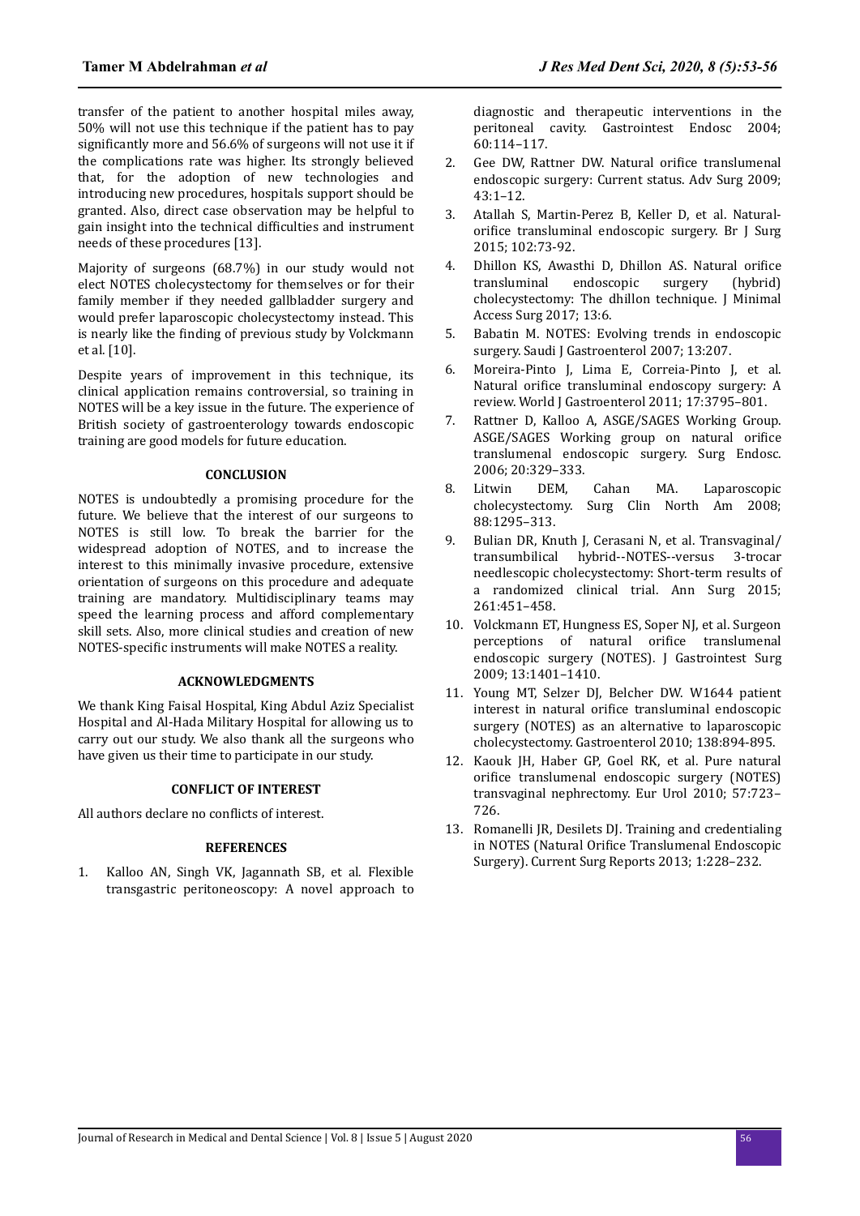transfer of the patient to another hospital miles away, 50% will not use this technique if the patient has to pay significantly more and 56.6% of surgeons will not use it if the complications rate was higher. Its strongly believed that, for the adoption of new technologies and introducing new procedures, hospitals support should be granted. Also, direct case observation may be helpful to gain insight into the technical difficulties and instrument needs of these procedures [13].

Majority of surgeons (68.7%) in our study would not elect NOTES cholecystectomy for themselves or for their family member if they needed gallbladder surgery and would prefer laparoscopic cholecystectomy instead. This is nearly like the finding of previous study by Volckmann et al. [10].

Despite years of improvement in this technique, its clinical application remains controversial, so training in NOTES will be a key issue in the future. The experience of British society of gastroenterology towards endoscopic training are good models for future education.

## CONCLUSION

NOTES is undoubtedly a promising procedure for the future. We believe that the interest of our surgeons to NOTES is still low. To break the barrier for the widespread adoption of NOTES, and to increase the interest to this minimally invasive procedure, extensive orientation of surgeons on this procedure and adequate training are mandatory. Multidisciplinary teams may speed the learning process and afford complementary skill sets. Also, more clinical studies and creation of new NOTES-specific instruments will make NOTES a reality.

## ACKNOWLEDGMENTS

We thank King Faisal Hospital, King Abdul Aziz Specialist Hospital and Al-Hada Military Hospital for allowing us to carry out our study. We also thank all the surgeons who have given us their time to participate in our study.

## CONFLICT OF INTEREST

All authors declare no conflicts of interest.

## REFERENCES

1. Kalloo AN, Singh VK, Jagannath SB, et al. Flexible transgastric peritoneoscopy: A novel approach to diagnostic and therapeutic interventions in the peritoneal cavity. Gastrointest Endosc 2004; 60:114–117.
2. Gee DW, Rattner DW. Natural orifice translumenal endoscopic surgery: Current status. Adv Surg 2009; 43:1–12.
3. Atallah S, Martin-Perez B, Keller D, et al. Natural-orifice transluminal endoscopic surgery. Br J Surg 2015; 102:73-92.
4. Dhillon KS, Awasthi D, Dhillon AS. Natural orifice transluminal endoscopic surgery (hybrid) cholecystectomy: The dhillon technique. J Minimal Access Surg 2017; 13:6.
5. Babatin M. NOTES: Evolving trends in endoscopic surgery. Saudi J Gastroenterol 2007; 13:207.
6. Moreira-Pinto J, Lima E, Correia-Pinto J, et al. Natural orifice transluminal endoscopy surgery: A review. World J Gastroenterol 2011; 17:3795–801.
7. Rattner D, Kalloo A, ASGE/SAGES Working Group. ASGE/SAGES Working group on natural orifice translumenal endoscopic surgery. Surg Endosc. 2006; 20:329–333.
8. Litwin DEM, Cahan MA. Laparoscopic cholecystectomy. Surg Clin North Am 2008; 88:1295–313.
9. Bulian DR, Knuth J, Cerasani N, et al. Transvaginal/transumbilical hybrid--NOTES--versus 3-trocar needlescopic cholecystectomy: Short-term results of a randomized clinical trial. Ann Surg 2015; 261:451–458.
10. Volckmann ET, Hungness ES, Soper NJ, et al. Surgeon perceptions of natural orifice translumenal endoscopic surgery (NOTES). J Gastrointest Surg 2009; 13:1401–1410.
11. Young MT, Selzer DJ, Belcher DW. W1644 patient interest in natural orifice transluminal endoscopic surgery (NOTES) as an alternative to laparoscopic cholecystectomy. Gastroenterol 2010; 138:894-895.
12. Kaouk JH, Haber GP, Goel RK, et al. Pure natural orifice translumenal endoscopic surgery (NOTES) transvaginal nephrectomy. Eur Urol 2010; 57:723–726.
13. Romanelli JR, Desilets DJ. Training and credentialing in NOTES (Natural Orifice Translumenal Endoscopic Surgery). Current Surg Reports 2013; 1:228–232.